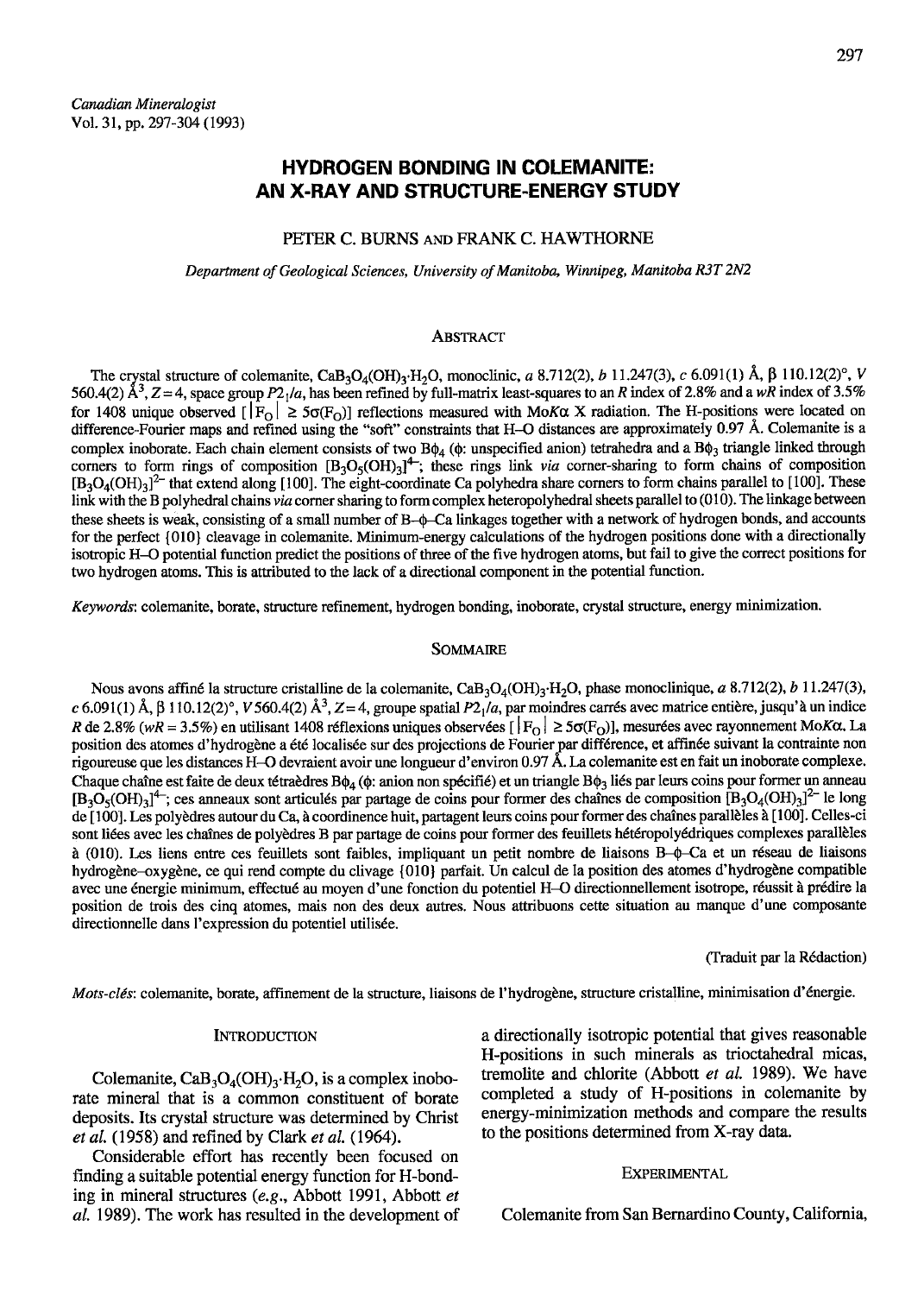*Canadian Mineralogist*
Vol. 31, pp. 297-304 (1993)

# HYDROGEN BONDING IN COLEMANITE: AN X-RAY AND STRUCTURE-ENERGY STUDY

PETER C. BURNS AND FRANK C. HAWTHORNE

*Department of Geological Sciences, University of Manitoba, Winnipeg, Manitoba R3T 2N2*

## ABSTRACT

The crystal structure of colemanite, $CaB_3O_4(OH)_3{\cdot}H_2O$, monoclinic, *a* 8.712(2), *b* 11.247(3), *c* 6.091(1) Å, β 110.12(2)°, *V* 560.4(2) Å$^3$, *Z* = 4, space group $P2_1/a$, has been refined by full-matrix least-squares to an *R* index of 2.8% and a *wR* index of 3.5% for 1408 unique observed [$|F_O| \geq 5\sigma(F_O)$] reflections measured with Mo*K*α X radiation. The H-positions were located on difference-Fourier maps and refined using the "soft" constraints that H–O distances are approximately 0.97 Å. Colemanite is a complex inoborate. Each chain element consists of two $B\phi_4$ (ϕ: unspecified anion) tetrahedra and a $B\phi_3$ triangle linked through corners to form rings of composition $[B_3O_5(OH)_3]^{4-}$; these rings link *via* corner-sharing to form chains of composition $[B_3O_4(OH)_3]^{2-}$ that extend along [100]. The eight-coordinate Ca polyhedra share corners to form chains parallel to [100]. These link with the B polyhedral chains *via* corner sharing to form complex heteropolyhedral sheets parallel to (010). The linkage between these sheets is weak, consisting of a small number of B–ϕ–Ca linkages together with a network of hydrogen bonds, and accounts for the perfect {010} cleavage in colemanite. Minimum-energy calculations of the hydrogen positions done with a directionally isotropic H–O potential function predict the positions of three of the five hydrogen atoms, but fail to give the correct positions for two hydrogen atoms. This is attributed to the lack of a directional component in the potential function.

*Keywords*: colemanite, borate, structure refinement, hydrogen bonding, inoborate, crystal structure, energy minimization.

## SOMMAIRE

Nous avons affiné la structure cristalline de la colemanite, $CaB_3O_4(OH)_3{\cdot}H_2O$, phase monoclinique, *a* 8.712(2), *b* 11.247(3), *c* 6.091(1) Å, β 110.12(2)°, *V* 560.4(2) Å$^3$, *Z* = 4, groupe spatial $P2_1/a$, par moindres carrés avec matrice entière, jusqu'à un indice *R* de 2.8% (*wR* = 3.5%) en utilisant 1408 réflexions uniques observées [$|F_O| \geq 5\sigma(F_O)$], mesurées avec rayonnement Mo*K*α. La position des atomes d'hydrogène a été localisée sur des projections de Fourier par différence, et affinée suivant la contrainte non rigoureuse que les distances H–O devraient avoir une longueur d'environ 0.97 Å. La colemanite est en fait un inoborate complexe. Chaque chaîne est faite de deux tétraèdres $B\phi_4$ (ϕ: anion non spécifié) et un triangle $B\phi_3$ liés par leurs coins pour former un anneau $[B_3O_5(OH)_3]^{4-}$; ces anneaux sont articulés par partage de coins pour former des chaînes de composition $[B_3O_4(OH)_3]^{2-}$ le long de [100]. Les polyèdres autour du Ca, à coordinence huit, partagent leurs coins pour former des chaînes parallèles à [100]. Celles-ci sont liées avec les chaînes de polyèdres B par partage de coins pour former des feuillets hétéropolyédriques complexes parallèles à (010). Les liens entre ces feuillets sont faibles, impliquant un petit nombre de liaisons B–ϕ–Ca et un réseau de liaisons hydrogène–oxygène, ce qui rend compte du clivage {010} parfait. Un calcul de la position des atomes d'hydrogène compatible avec une énergie minimum, effectué au moyen d'une fonction du potentiel H–O directionnellement isotrope, réussit à prédire la position de trois des cinq atomes, mais non des deux autres. Nous attribuons cette situation au manque d'une composante directionnelle dans l'expression du potentiel utilisée.

(Traduit par la Rédaction)

*Mots-clés*: colemanite, borate, affinement de la structure, liaisons de l'hydrogène, structure cristalline, minimisation d'énergie.

## INTRODUCTION

Colemanite, $CaB_3O_4(OH)_3{\cdot}H_2O$, is a complex inoborate mineral that is a common constituent of borate deposits. Its crystal structure was determined by Christ *et al.* (1958) and refined by Clark *et al.* (1964).

Considerable effort has recently been focused on finding a suitable potential energy function for H-bonding in mineral structures (*e.g.*, Abbott 1991, Abbott *et al.* 1989). The work has resulted in the development of a directionally isotropic potential that gives reasonable H-positions in such minerals as trioctahedral micas, tremolite and chlorite (Abbott *et al.* 1989). We have completed a study of H-positions in colemanite by energy-minimization methods and compare the results to the positions determined from X-ray data.

## EXPERIMENTAL

Colemanite from San Bernardino County, California,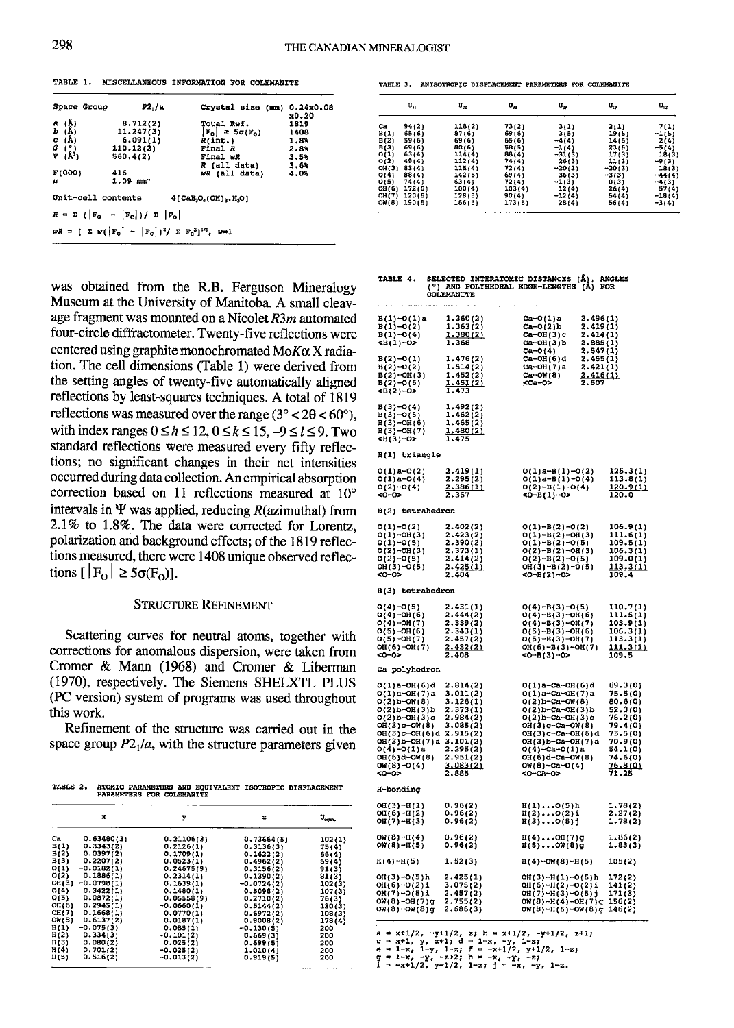TABLE 1. MISCELLANEOUS INFORMATION FOR COLEMANITE

| | | | |
|---|---|---|---|
| Space Group | $P2_1/a$ | Crystal size (mm) | 0.24x0.08 x0.20 |
| $a$ (Å) | 8.712(2) | Total Ref. | 1819 |
| $b$ (Å) | 11.247(3) | $\|F_o\| \geq 5\sigma(F_o)$ | 1408 |
| $c$ (Å) | 6.091(1) | $R$(int.) | 1.8% |
| $\beta$ (°) | 110.12(2) | Final $R$ | 2.8% |
| $V$ (Å$^3$) | 560.4(2) | Final $wR$ | 3.5% |
| | | $R$ (all data) | 3.6% |
| F(000) | 416 | $wR$ (all data) | 4.0% |
| $\mu$ | 1.09 mm$^{-1}$ | | |

Unit-cell contents $4[CaB_3O_4(OH)_3 \cdot H_2O]$

$R = \Sigma (|F_o| - |F_c|) / \Sigma |F_o|$

$wR = [\Sigma w(|F_o| - |F_c|)^2 / \Sigma F_o^2]^{1/2}$, $w=1$

TABLE 3. ANISOTROPIC DISPLACEMENT PARAMETERS FOR COLEMANITE

| | $U_{11}$ | $U_{22}$ | $U_{33}$ | $U_{23}$ | $U_{13}$ | $U_{12}$ |
|---|---|---|---|---|---|---|
| Ca | 94(2) | 118(2) | 73(2) | 3(1) | 2(1) | 7(1) |
| B(1) | 68(6) | 87(6) | 69(6) | 3(5) | 19(5) | -1(5) |
| B(2) | 59(6) | 69(6) | 68(6) | -4(4) | 14(5) | 2(4) |
| B(3) | 69(6) | 80(6) | 58(5) | -1(4) | 23(5) | -5(4) |
| O(1) | 63(4) | 114(4) | 88(4) | -31(3) | 17(3) | 18(3) |
| O(2) | 49(4) | 112(4) | 74(4) | 26(3) | 11(3) | -9(3) |
| OH(3) | 83(4) | 115(4) | 72(4) | -20(3) | -20(3) | 18(3) |
| O(4) | 88(4) | 142(5) | 69(4) | 36(3) | -3(3) | -44(4) |
| O(5) | 74(4) | 63(4) | 72(4) | -1(3) | 0(3) | -4(3) |
| OH(6) | 172(5) | 100(4) | 103(4) | 12(4) | 26(4) | 57(4) |
| OH(7) | 120(5) | 128(5) | 90(4) | -12(4) | 54(4) | -18(4) |
| OW(8) | 190(5) | 166(5) | 173(5) | 28(4) | 56(4) | -3(4) |

was obtained from the R.B. Ferguson Mineralogy Museum at the University of Manitoba. A small cleavage fragment was mounted on a Nicolet $R3m$ automated four-circle diffractometer. Twenty-five reflections were centered using graphite monochromated Mo$K\alpha$ X radiation. The cell dimensions (Table 1) were derived from the setting angles of twenty-five automatically aligned reflections by least-squares techniques. A total of 1819 reflections was measured over the range ($3° < 2\theta < 60°$), with index ranges $0 \leq h \leq 12$, $0 \leq k \leq 15$, $-9 \leq l \leq 9$. Two standard reflections were measured every fifty reflections; no significant changes in their net intensities occurred during data collection. An empirical absorption correction based on 11 reflections measured at 10° intervals in $\Psi$ was applied, reducing $R$(azimuthal) from 2.1% to 1.8%. The data were corrected for Lorentz, polarization and background effects; of the 1819 reflections measured, there were 1408 unique observed reflections [$|F_o| \geq 5\sigma(F_o)$].

## Structure Refinement

Scattering curves for neutral atoms, together with corrections for anomalous dispersion, were taken from Cromer & Mann (1968) and Cromer & Liberman (1970), respectively. The Siemens SHELXTL PLUS (PC version) system of programs was used throughout this work.

Refinement of the structure was carried out in the space group $P2_1/a$, with the structure parameters given

TABLE 2. ATOMIC PARAMETERS AND EQUIVALENT ISOTROPIC DISPLACEMENT PARAMETERS FOR COLEMANITE

| | x | y | z | $U_{equiv.}$ |
|---|---|---|---|---|
| Ca | 0.63480(3) | 0.21106(3) | 0.73664(5) | 102(1) |
| B(1) | 0.3343(2) | 0.2126(1) | 0.3136(3) | 75(4) |
| B(2) | 0.0397(2) | 0.1709(1) | 0.1622(2) | 66(4) |
| B(3) | 0.2207(2) | 0.0523(1) | 0.4962(2) | 69(4) |
| O(1) | -0.0182(1) | 0.24675(9) | 0.3156(2) | 91(3) |
| O(2) | 0.1886(1) | 0.2314(1) | 0.1390(2) | 81(3) |
| OH(3) | -0.0798(1) | 0.1639(1) | -0.0724(2) | 102(3) |
| O(4) | 0.3422(1) | 0.1480(1) | 0.5098(2) | 107(3) |
| O(5) | 0.0872(1) | 0.05558(9) | 0.2710(2) | 76(3) |
| OH(6) | 0.2945(1) | -0.0660(1) | 0.5144(2) | 130(3) |
| OH(7) | 0.1668(1) | 0.0770(1) | 0.6972(2) | 108(3) |
| OW(8) | 0.6137(2) | 0.0187(1) | 0.9008(2) | 178(4) |
| H(1) | -0.075(3) | 0.085(1) | -0.130(5) | 200 |
| H(2) | 0.334(3) | -0.101(2) | 0.669(3) | 200 |
| H(3) | 0.080(2) | 0.025(2) | 0.699(5) | 200 |
| H(4) | 0.701(2) | -0.025(2) | 1.010(4) | 200 |
| H(5) | 0.516(2) | -0.013(2) | 0.919(5) | 200 |

TABLE 4. SELECTED INTERATOMIC DISTANCES (Å), ANGLES (°) AND POLYHEDRAL EDGE-LENGTHS (Å) FOR COLEMANITE

| | | | |
|---|---|---|---|
| B(1)-O(1)a | 1.360(2) | Ca-O(1)a | 2.496(1) |
| B(1)-O(2) | 1.363(2) | Ca-O(2)b | 2.419(1) |
| B(1)-O(4) | 1.380(2) | Ca-OH(3)c | 2.414(1) |
| <B(1)-O> | 1.368 | Ca-OH(3)b | 2.885(1) |
| | | Ca-O(4) | 2.547(1) |
| B(2)-O(1) | 1.476(2) | Ca-OH(6)d | 2.455(1) |
| B(2)-O(2) | 1.514(2) | Ca-OH(7)a | 2.421(1) |
| B(2)-OH(3) | 1.452(2) | Ca-OW(8) | 2.416(1) |
| B(2)-O(5) | 1.451(2) | <Ca-O> | 2.507 |
| <B(2)-O> | 1.473 | | |
| B(3)-O(4) | 1.492(2) | | |
| B(3)-O(5) | 1.462(2) | | |
| B(3)-OH(6) | 1.465(2) | | |
| B(3)-OH(7) | 1.480(2) | | |
| <B(3)-O> | 1.475 | | |
| **B(1) triangle** | | | |
| O(1)a-O(2) | 2.419(1) | O(1)a-B(1)-O(2) | 125.3(1) |
| O(1)a-O(4) | 2.295(2) | O(1)a-B(1)-O(4) | 113.8(1) |
| O(2)-O(4) | 2.386(1) | O(2)-B(1)-O(4) | 120.9(1) |
| <O-O> | 2.367 | <O-B(1)-O> | 120.0 |
| **B(2) tetrahedron** | | | |
| O(1)-O(2) | 2.402(2) | O(1)-B(2)-O(2) | 106.9(1) |
| O(1)-OH(3) | 2.423(2) | O(1)-B(2)-OH(3) | 111.6(1) |
| O(1)-O(5) | 2.390(2) | O(1)-B(2)-O(5) | 109.5(1) |
| O(2)-OH(3) | 2.373(1) | O(2)-B(2)-OH(3) | 106.3(1) |
| O(2)-O(5) | 2.414(2) | O(2)-B(2)-O(5) | 109.0(1) |
| OH(3)-O(5) | 2.425(1) | OH(3)-B(2)-O(5) | 113.3(1) |
| <O-O> | 2.404 | <O-B(2)-O> | 109.4 |
| **B(3) tetrahedron** | | | |
| O(4)-O(5) | 2.431(1) | O(4)-B(3)-O(5) | 110.7(1) |
| O(4)-OH(6) | 2.444(2) | O(4)-B(3)-OH(6) | 111.5(1) |
| O(4)-OH(7) | 2.339(2) | O(4)-B(3)-OH(7) | 103.9(1) |
| O(5)-OH(6) | 2.343(1) | O(5)-B(3)-OH(6) | 106.3(1) |
| O(5)-OH(7) | 2.457(2) | O(5)-B(3)-OH(7) | 113.3(1) |
| OH(6)-OH(7) | 2.432(2) | OH(6)-B(3)-OH(7) | 111.3(1) |
| <O-O> | 2.408 | <O-B(3)-O> | 109.5 |
| **Ca polyhedron** | | | |
| O(1)a-OH(6)d | 2.814(2) | O(1)a-Ca-OH(6)d | 69.3(0) |
| O(1)a-OH(7)a | 3.011(2) | O(1)a-Ca-OH(7)a | 75.5(0) |
| O(2)b-OW(8) | 3.126(1) | O(2)b-Ca-OW(8) | 80.6(0) |
| O(2)b-OH(3)b | 2.373(1) | O(2)b-Ca-OH(3)b | 52.3(0) |
| O(2)b-OH(3)c | 2.984(2) | O(2)b-Ca-OH(3)c | 76.2(0) |
| OH(3)c-OW(8) | 3.085(2) | OH(3)c-Ca-OW(8) | 79.4(0) |
| OH(3)c-OH(6)d | 2.915(2) | OH(3)c-Ca-OH(6)d | 73.5(0) |
| OH(3)b-OH(7)a | 3.101(2) | OH(3)b-Ca-OH(7)a | 70.9(0) |
| O(4)-O(1)a | 2.295(2) | O(4)-Ca-O(1)a | 54.1(0) |
| OH(6)d-OW(8) | 2.951(2) | OH(6)d-Ca-OW(8) | 74.6(0) |
| OW(8)-O(4) | 3.083(2) | OW(8)-Ca-O(4) | 76.8(0) |
| <O-O> | 2.885 | <O-CA-O> | 71.25 |
| **H-bonding** | | | |
| OH(3)-H(1) | 0.96(2) | H(1)...O(5)h | 1.78(2) |
| OH(6)-H(2) | 0.96(2) | H(2)...O(2)i | 2.27(2) |
| OH(7)-H(3) | 0.96(2) | H(3)...O(5)j | 1.78(2) |
| OW(8)-H(4) | 0.96(2) | H(4)...OH(7)g | 1.86(2) |
| OW(8)-H(5) | 0.96(2) | H(5)...OW(8)g | 1.83(3) |
| H(4)-H(5) | 1.52(3) | H(4)-OW(8)-H(5) | 105(2) |
| OH(3)-O(5)h | 2.425(1) | OH(3)-H(1)-O(5)h | 172(2) |
| OH(6)-O(2)i | 3.075(2) | OH(6)-H(2)-O(2)i | 141(2) |
| OH(7)-O(5)i | 2.457(2) | OH(7)-H(3)-O(5)j | 171(3) |
| OW(8)-OH(7)g | 2.755(2) | OW(8)-H(4)-OH(7)g | 156(2) |
| OW(8)-OW(8)g | 2.686(3) | OW(8)-H(5)-OW(8)g | 146(2) |

a = x+1/2, -y+1/2, z; b = x+1/2, -y+1/2, z+1;
c = x+1, y, z+1; d = 1-x, -y, 1-z;
e = 1-x, 1-y, 1-z; f = -x+1/2, y+1/2, 1-z;
g = 1-x, -y, -z+2; h = -x, -y, -z;
i = -x+1/2, y-1/2, 1-z; j = -x, -y, 1-z.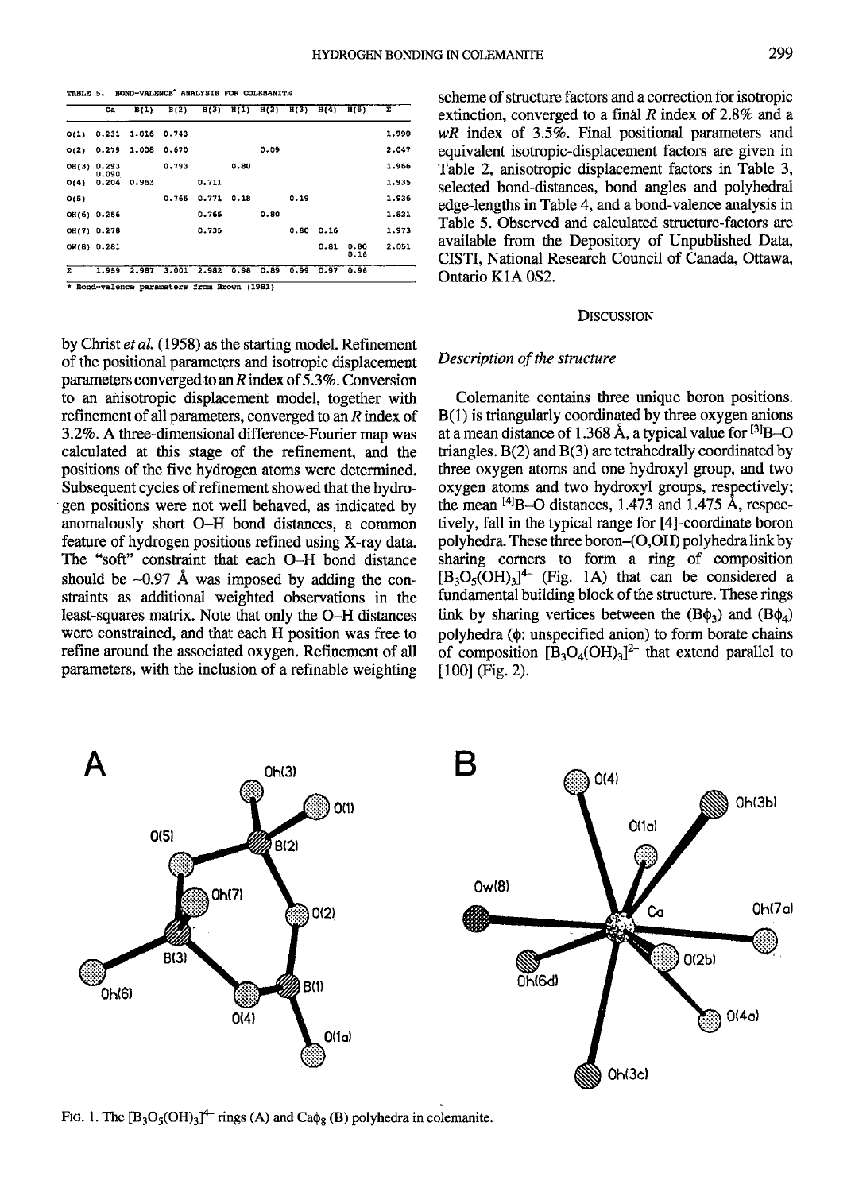TABLE 5. BOND-VALENCE* ANALYSIS FOR COLEMANITE

| | Ca | B(1) | B(2) | B(3) | H(1) | H(2) | H(3) | H(4) | H(5) | Σ |
|---|---|---|---|---|---|---|---|---|---|---|
| O(1) | 0.231 | 1.016 | 0.743 | | | | | | | 1.990 |
| O(2) | 0.279 | 1.008 | 0.670 | | | 0.09 | | | | 2.047 |
| OH(3) | 0.293 0.090 | | 0.793 | | 0.80 | | | | | 1.966 |
| O(4) | 0.204 | 0.963 | | 0.711 | | | | | | 1.935 |
| O(5) | | | 0.765 | 0.771 | 0.18 | | 0.19 | | | 1.936 |
| OH(6) | 0.256 | | | 0.765 | | 0.80 | | | | 1.821 |
| OH(7) | 0.278 | | | 0.735 | | | 0.80 | 0.16 | | 1.973 |
| OW(8) | 0.281 | | | | | | | 0.81 | 0.80 0.16 | 2.051 |
| Σ | 1.959 | 2.987 | 3.001 | 2.982 | 0.98 | 0.89 | 0.99 | 0.97 | 0.96 | |

\* Bond-valence parameters from Brown (1981)

by Christ *et al.* (1958) as the starting model. Refinement of the positional parameters and isotropic displacement parameters converged to an $R$ index of 5.3%. Conversion to an anisotropic displacement model, together with refinement of all parameters, converged to an $R$ index of 3.2%. A three-dimensional difference-Fourier map was calculated at this stage of the refinement, and the positions of the five hydrogen atoms were determined. Subsequent cycles of refinement showed that the hydrogen positions were not well behaved, as indicated by anomalously short O–H bond distances, a common feature of hydrogen positions refined using X-ray data. The "soft" constraint that each O–H bond distance should be ~0.97 Å was imposed by adding the constraints as additional weighted observations in the least-squares matrix. Note that only the O–H distances were constrained, and that each H position was free to refine around the associated oxygen. Refinement of all parameters, with the inclusion of a refinable weighting scheme of structure factors and a correction for isotropic extinction, converged to a final $R$ index of 2.8% and a $wR$ index of 3.5%. Final positional parameters and equivalent isotropic-displacement factors are given in Table 2, anisotropic displacement factors in Table 3, selected bond-distances, bond angles and polyhedral edge-lengths in Table 4, and a bond-valence analysis in Table 5. Observed and calculated structure-factors are available from the Depository of Unpublished Data, CISTI, National Research Council of Canada, Ottawa, Ontario K1A 0S2.

## Discussion

### *Description of the structure*

Colemanite contains three unique boron positions. B(1) is triangularly coordinated by three oxygen anions at a mean distance of 1.368 Å, a typical value for $^{[3]}$B–O triangles. B(2) and B(3) are tetrahedrally coordinated by three oxygen atoms and one hydroxyl group, and two oxygen atoms and two hydroxyl groups, respectively; the mean $^{[4]}$B–O distances, 1.473 and 1.475 Å, respectively, fall in the typical range for [4]-coordinate boron polyhedra. These three boron–(O,OH) polyhedra link by sharing corners to form a ring of composition $[B_3O_5(OH)_3]^{4-}$ (Fig. 1A) that can be considered a fundamental building block of the structure. These rings link by sharing vertices between the ($B\phi_3$) and ($B\phi_4$) polyhedra ($\phi$: unspecified anion) to form borate chains of composition $[B_3O_4(OH)_3]^{2-}$ that extend parallel to [100] (Fig. 2).

FIG. 1. The $[B_3O_5(OH)_3]^{4-}$ rings (A) and $Ca\phi_8$ (B) polyhedra in colemanite.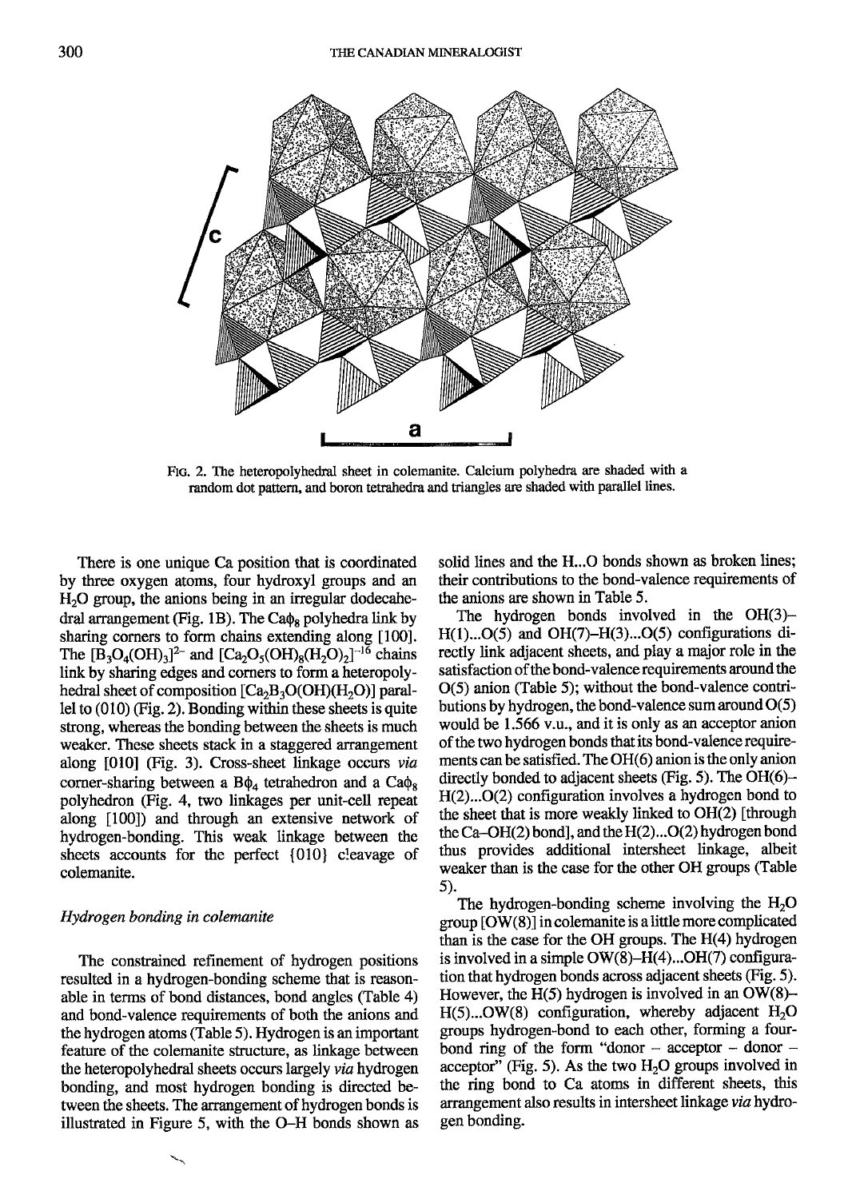FIG. 2. The heteropolyhedral sheet in colemanite. Calcium polyhedra are shaded with a random dot pattern, and boron tetrahedra and triangles are shaded with parallel lines.

There is one unique Ca position that is coordinated by three oxygen atoms, four hydroxyl groups and an $H_2O$ group, the anions being in an irregular dodecahedral arrangement (Fig. 1B). The $Ca\phi_8$ polyhedra link by sharing corners to form chains extending along [100]. The $[B_3O_4(OH)_3]^{2-}$ and $[Ca_2O_5(OH)_8(H_2O)_2]^{-16}$ chains link by sharing edges and corners to form a heteropolyhedral sheet of composition $[Ca_2B_3O(OH)(H_2O)]$ parallel to (010) (Fig. 2). Bonding within these sheets is quite strong, whereas the bonding between the sheets is much weaker. These sheets stack in a staggered arrangement along [010] (Fig. 3). Cross-sheet linkage occurs *via* corner-sharing between a $B\phi_4$ tetrahedron and a $Ca\phi_8$ polyhedron (Fig. 4, two linkages per unit-cell repeat along [100]) and through an extensive network of hydrogen-bonding. This weak linkage between the sheets accounts for the perfect {010} cleavage of colemanite.

### Hydrogen bonding in colemanite

The constrained refinement of hydrogen positions resulted in a hydrogen-bonding scheme that is reasonable in terms of bond distances, bond angles (Table 4) and bond-valence requirements of both the anions and the hydrogen atoms (Table 5). Hydrogen is an important feature of the colemanite structure, as linkage between the heteropolyhedral sheets occurs largely *via* hydrogen bonding, and most hydrogen bonding is directed between the sheets. The arrangement of hydrogen bonds is illustrated in Figure 5, with the O–H bonds shown as solid lines and the H...O bonds shown as broken lines; their contributions to the bond-valence requirements of the anions are shown in Table 5.

The hydrogen bonds involved in the OH(3)–H(1)...O(5) and OH(7)–H(3)...O(5) configurations directly link adjacent sheets, and play a major role in the satisfaction of the bond-valence requirements around the O(5) anion (Table 5); without the bond-valence contributions by hydrogen, the bond-valence sum around O(5) would be 1.566 v.u., and it is only as an acceptor anion of the two hydrogen bonds that its bond-valence requirements can be satisfied. The OH(6) anion is the only anion directly bonded to adjacent sheets (Fig. 5). The OH(6)–H(2)...O(2) configuration involves a hydrogen bond to the sheet that is more weakly linked to OH(2) [through the Ca–OH(2) bond], and the H(2)...O(2) hydrogen bond thus provides additional intersheet linkage, albeit weaker than is the case for the other OH groups (Table 5).

The hydrogen-bonding scheme involving the $H_2O$ group [OW(8)] in colemanite is a little more complicated than is the case for the OH groups. The H(4) hydrogen is involved in a simple OW(8)–H(4)...OH(7) configuration that hydrogen bonds across adjacent sheets (Fig. 5). However, the H(5) hydrogen is involved in an OW(8)–H(5)...OW(8) configuration, whereby adjacent $H_2O$ groups hydrogen-bond to each other, forming a four-bond ring of the form "donor – acceptor – donor – acceptor" (Fig. 5). As the two $H_2O$ groups involved in the ring bond to Ca atoms in different sheets, this arrangement also results in intersheet linkage *via* hydrogen bonding.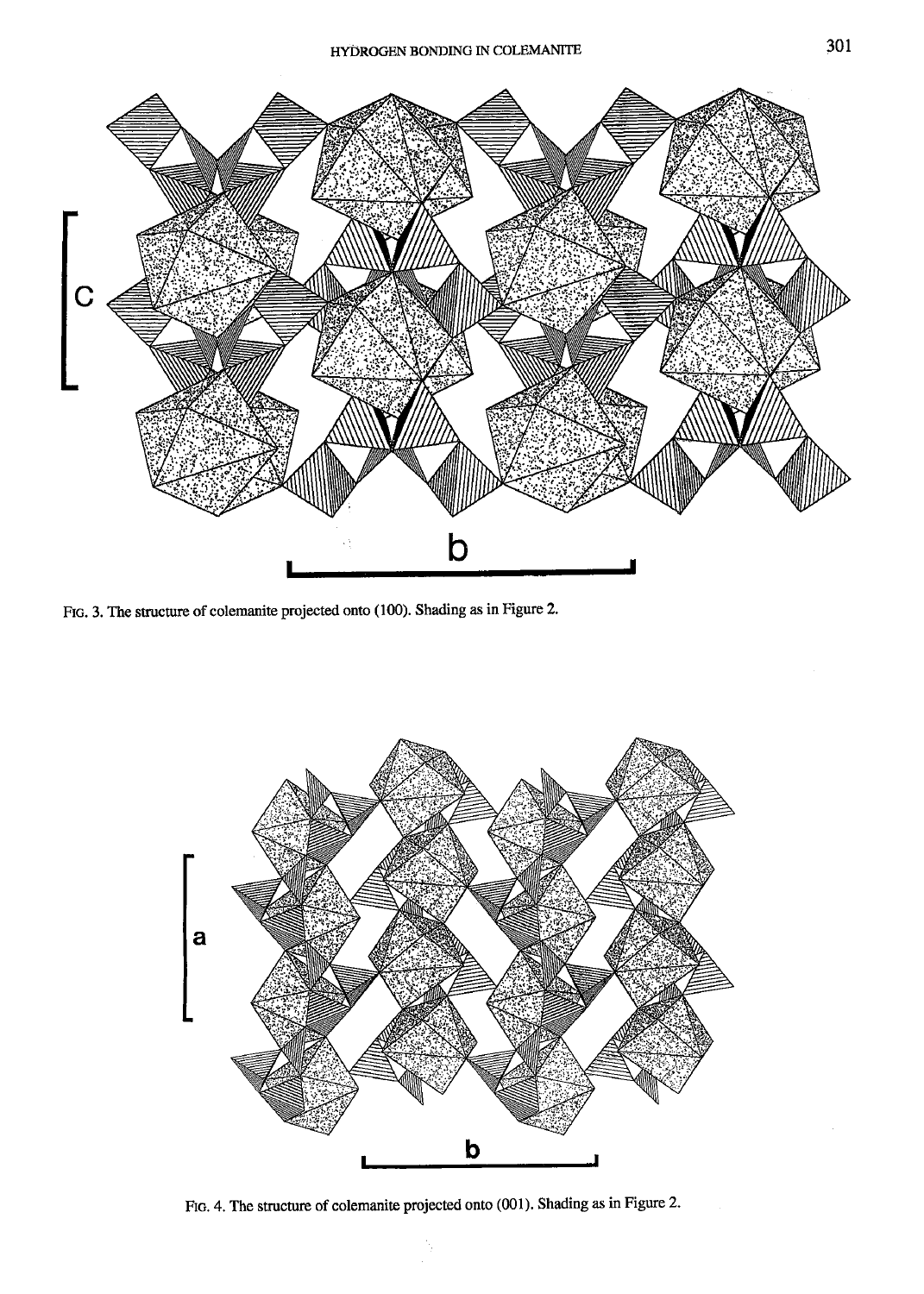c

b

FIG. 3. The structure of colemanite projected onto (100). Shading as in Figure 2.

a

b

FIG. 4. The structure of colemanite projected onto (001). Shading as in Figure 2.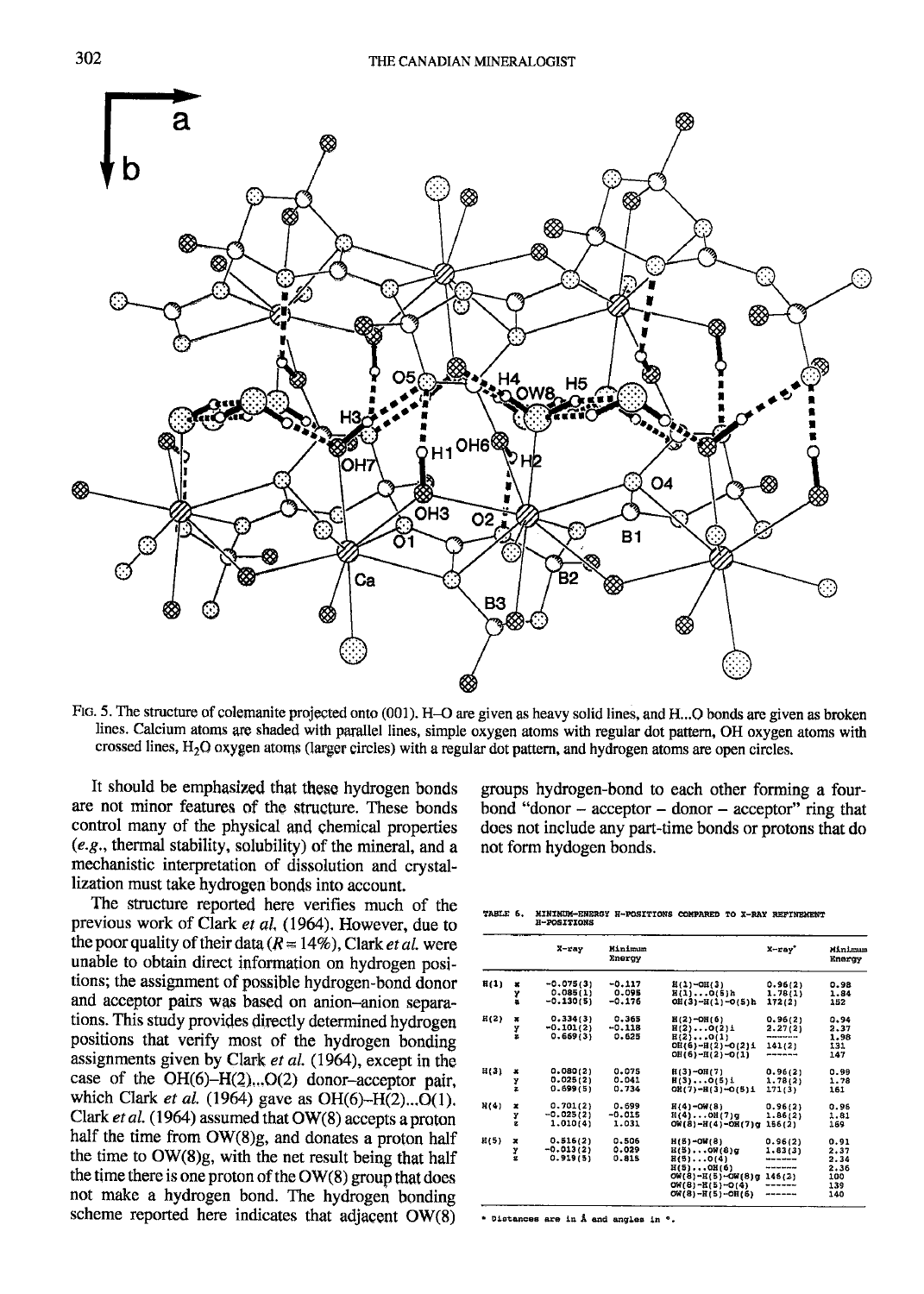Fig. 5. The structure of colemanite projected onto (001). H–O are given as heavy solid lines, and H...O bonds are given as broken lines. Calcium atoms are shaded with parallel lines, simple oxygen atoms with regular dot pattern, OH oxygen atoms with crossed lines, $H_2O$ oxygen atoms (larger circles) with a regular dot pattern, and hydrogen atoms are open circles.

It should be emphasized that these hydrogen bonds are not minor features of the structure. These bonds control many of the physical and chemical properties (*e.g.*, thermal stability, solubility) of the mineral, and a mechanistic interpretation of dissolution and crystallization must take hydrogen bonds into account.

The structure reported here verifies much of the previous work of Clark *et al.* (1964). However, due to the poor quality of their data ($R$ = 14%), Clark *et al.* were unable to obtain direct information on hydrogen positions; the assignment of possible hydrogen-bond donor and acceptor pairs was based on anion–anion separations. This study provides directly determined hydrogen positions that verify most of the hydrogen bonding assignments given by Clark *et al.* (1964), except in the case of the OH(6)–H(2)...O(2) donor–acceptor pair, which Clark *et al.* (1964) gave as OH(6)–H(2)...O(1). Clark *et al.* (1964) assumed that OW(8) accepts a proton half the time from OW(8)g, and donates a proton half the time to OW(8)g, with the net result being that half the time there is one proton of the OW(8) group that does not make a hydrogen bond. The hydrogen bonding scheme reported here indicates that adjacent OW(8) groups hydrogen-bond to each other forming a four-bond "donor – acceptor – donor – acceptor" ring that does not include any part-time bonds or protons that do not form hydrogen bonds.

TABLE 6. MINIMUM-ENERGY H-POSITIONS COMPARED TO X-RAY REFINEMENT H-POSITIONS

| | | X-ray | Minimum Energy | | X-ray* | Minimum Energy |
|---|---|---|---|---|---|---|
| H(1) | x | -0.075(3) | -0.117 | H(1)-OH(3) | 0.96(2) | 0.98 |
| | y | 0.085(1) | 0.095 | H(1)...O(5)h | 1.78(1) | 1.84 |
| | z | -0.130(5) | -0.176 | OH(3)-H(1)-O(5)h | 172(2) | 152 |
| H(2) | x | 0.334(3) | 0.365 | H(2)-OH(6) | 0.96(2) | 0.94 |
| | y | -0.101(2) | -0.118 | H(2)...O(2)i | 2.27(2) | 2.37 |
| | z | 0.669(3) | 0.625 | H(2)...O(1) | ------- | 1.98 |
| | | | | OH(6)-H(2)-O(2)i | 141(2) | 131 |
| | | | | OH(6)-H(2)-O(1) | ------ | 147 |
| H(3) | x | 0.080(2) | 0.075 | H(3)-OH(7) | 0.96(2) | 0.99 |
| | y | 0.025(2) | 0.041 | H(3)...O(5)i | 1.78(2) | 1.78 |
| | z | 0.699(5) | 0.734 | OH(7)-H(3)-O(5)i | 171(3) | 161 |
| H(4) | x | 0.701(2) | 0.699 | H(4)-OW(8) | 0.96(2) | 0.96 |
| | y | -0.025(2) | -0.015 | H(4)...OH(7)g | 1.86(2) | 1.81 |
| | z | 1.010(4) | 1.031 | OW(8)-H(4)-OH(7)g | 156(2) | 169 |
| H(5) | x | 0.516(2) | 0.506 | H(5)-OW(8) | 0.96(2) | 0.91 |
| | y | -0.013(2) | 0.029 | H(5)...OW(8)g | 1.63(3) | 2.37 |
| | z | 0.919(5) | 0.815 | H(5)...O(4) | ------- | 2.34 |
| | | | | H(5)...OH(6) | ------- | 2.36 |
| | | | | OW(8)-H(5)-OW(8)g | 146(2) | 100 |
| | | | | OW(8)-H(5)-O(4) | ------ | 139 |
| | | | | OW(8)-H(5)-OH(6) | ------ | 140 |

\* Distances are in Å and angles in °.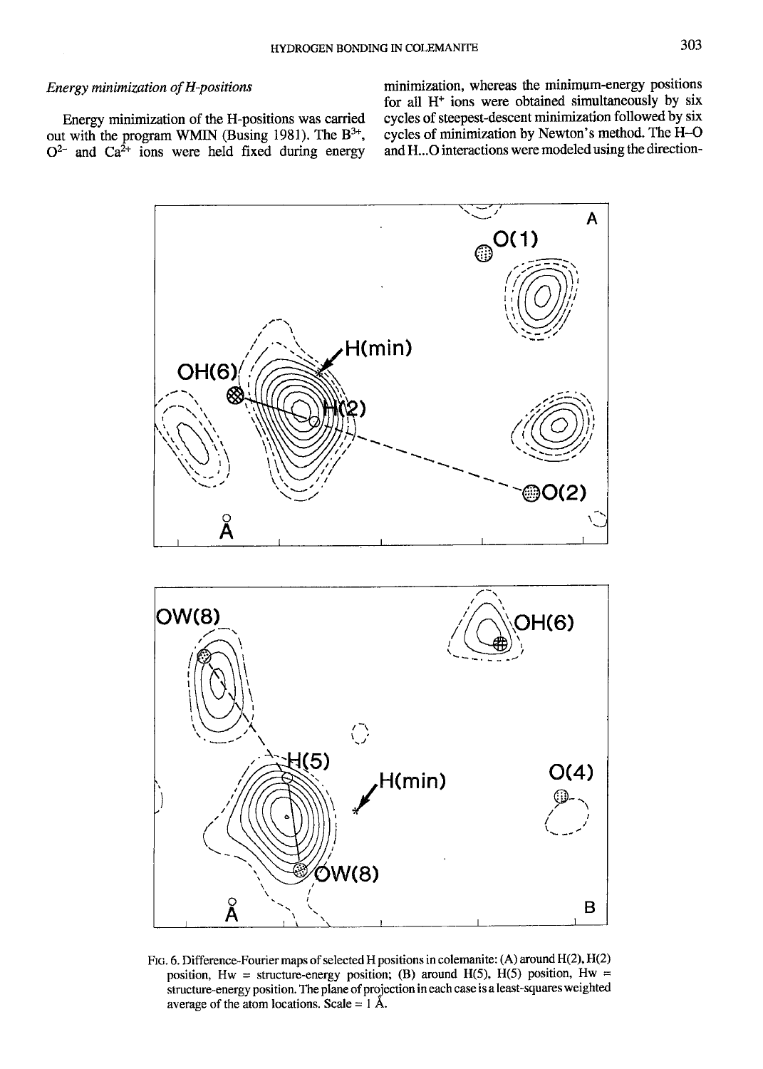### *Energy minimization of H-positions*

Energy minimization of the H-positions was carried out with the program WMIN (Busing 1981). The $B^{3+}$, $O^{2-}$ and $Ca^{2+}$ ions were held fixed during energy minimization, whereas the minimum-energy positions for all $H^+$ ions were obtained simultaneously by six cycles of steepest-descent minimization followed by six cycles of minimization by Newton's method. The H–O and H...O interactions were modeled using the direction-

A

O(1)

H(min)

OH(6)

H(2)

O(2)

Å

OW(8)

OH(6)

H(5)

H(min)

O(4)

OW(8)

Å

B

FIG. 6. Difference-Fourier maps of selected H positions in colemanite: (A) around H(2), H(2) position, Hw = structure-energy position; (B) around H(5), H(5) position, Hw = structure-energy position. The plane of projection in each case is a least-squares weighted average of the atom locations. Scale = 1 Å.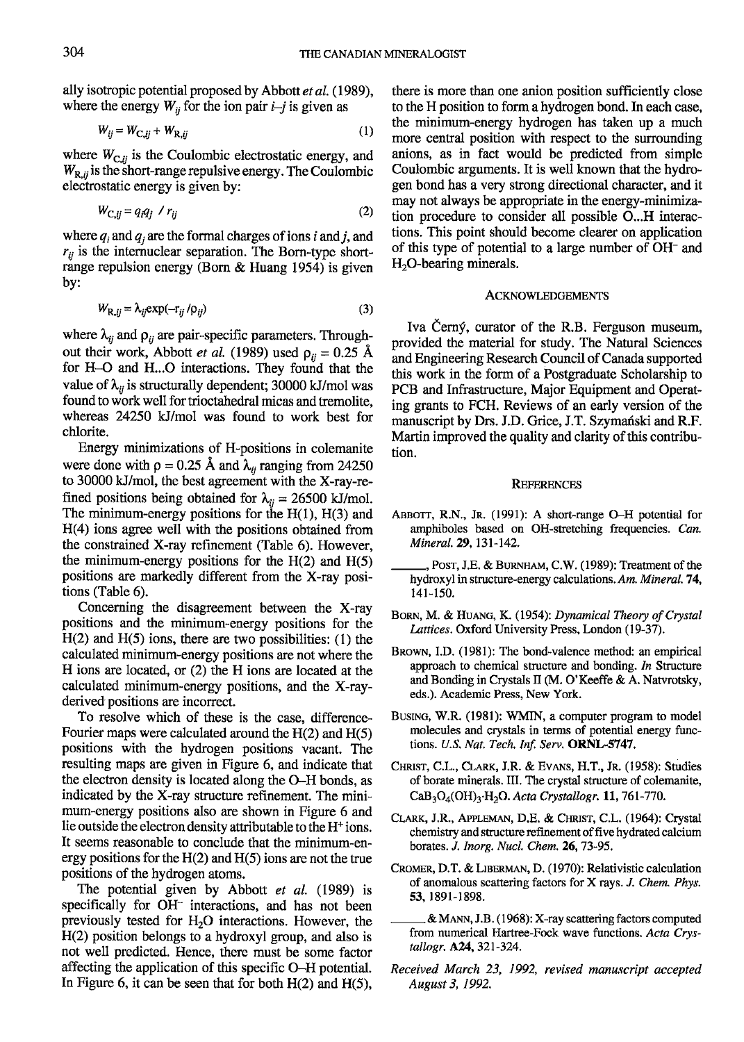ally isotropic potential proposed by Abbott *et al.* (1989), where the energy $W_{ij}$ for the ion pair $i$–$j$ is given as

$$W_{ij} = W_{C,ij} + W_{R,ij} \quad (1)$$

where $W_{C,ij}$ is the Coulombic electrostatic energy, and $W_{R,ij}$ is the short-range repulsive energy. The Coulombic electrostatic energy is given by:

$$W_{C,ij} = q_i q_j \,/\, r_{ij} \quad (2)$$

where $q_i$ and $q_j$ are the formal charges of ions $i$ and $j$, and $r_{ij}$ is the internuclear separation. The Born-type short-range repulsion energy (Born & Huang 1954) is given by:

$$W_{R,ij} = \lambda_{ij}\exp(-r_{ij}/\rho_{ij}) \quad (3)$$

where $\lambda_{ij}$ and $\rho_{ij}$ are pair-specific parameters. Throughout their work, Abbott *et al.* (1989) used $\rho_{ij}$ = 0.25 Å for H–O and H...O interactions. They found that the value of $\lambda_{ij}$ is structurally dependent; 30000 kJ/mol was found to work well for trioctahedral micas and tremolite, whereas 24250 kJ/mol was found to work best for chlorite.

Energy minimizations of H-positions in colemanite were done with $\rho$ = 0.25 Å and $\lambda_{ij}$ ranging from 24250 to 30000 kJ/mol, the best agreement with the X-ray-refined positions being obtained for $\lambda_{ij}$ = 26500 kJ/mol. The minimum-energy positions for the H(1), H(3) and H(4) ions agree well with the positions obtained from the constrained X-ray refinement (Table 6). However, the minimum-energy positions for the H(2) and H(5) positions are markedly different from the X-ray positions (Table 6).

Concerning the disagreement between the X-ray positions and the minimum-energy positions for the H(2) and H(5) ions, there are two possibilities: (1) the calculated minimum-energy positions are not where the H ions are located, or (2) the H ions are located at the calculated minimum-energy positions, and the X-ray-derived positions are incorrect.

To resolve which of these is the case, difference-Fourier maps were calculated around the H(2) and H(5) positions with the hydrogen positions vacant. The resulting maps are given in Figure 6, and indicate that the electron density is located along the O–H bonds, as indicated by the X-ray structure refinement. The minimum-energy positions also are shown in Figure 6 and lie outside the electron density attributable to the $H^+$ ions. It seems reasonable to conclude that the minimum-energy positions for the H(2) and H(5) ions are not the true positions of the hydrogen atoms.

The potential given by Abbott *et al.* (1989) is specifically for $OH^-$ interactions, and has not been previously tested for $H_2O$ interactions. However, the H(2) position belongs to a hydroxyl group, and also is not well predicted. Hence, there must be some factor affecting the application of this specific O–H potential. In Figure 6, it can be seen that for both H(2) and H(5), there is more than one anion position sufficiently close to the H position to form a hydrogen bond. In each case, the minimum-energy hydrogen has taken up a much more central position with respect to the surrounding anions, as in fact would be predicted from simple Coulombic arguments. It is well known that the hydrogen bond has a very strong directional character, and it may not always be appropriate in the energy-minimization procedure to consider all possible O...H interactions. This point should become clearer on application of this type of potential to a large number of $OH^-$ and $H_2O$-bearing minerals.

## Acknowledgements

Iva Černý, curator of the R.B. Ferguson museum, provided the material for study. The Natural Sciences and Engineering Research Council of Canada supported this work in the form of a Postgraduate Scholarship to PCB and Infrastructure, Major Equipment and Operating grants to FCH. Reviews of an early version of the manuscript by Drs. J.D. Grice, J.T. Szymański and R.F. Martin improved the quality and clarity of this contribution.

## References

Abbott, R.N., Jr. (1991): A short-range O–H potential for amphiboles based on OH-stretching frequencies. *Can. Mineral.* **29**, 131-142.

\_\_\_\_\_\_, Post, J.E. & Burnham, C.W. (1989): Treatment of the hydroxyl in structure-energy calculations. *Am. Mineral.* **74**, 141-150.

Born, M. & Huang, K. (1954): *Dynamical Theory of Crystal Lattices*. Oxford University Press, London (19-37).

Brown, I.D. (1981): The bond-valence method: an empirical approach to chemical structure and bonding. *In* Structure and Bonding in Crystals II (M. O'Keeffe & A. Natvrotsky, eds.). Academic Press, New York.

Busing, W.R. (1981): WMIN, a computer program to model molecules and crystals in terms of potential energy functions. *U.S. Nat. Tech. Inf. Serv.* **ORNL-5747**.

Christ, C.L., Clark, J.R. & Evans, H.T., Jr. (1958): Studies of borate minerals. III. The crystal structure of colemanite, $CaB_3O_4(OH)_3{\cdot}H_2O$. *Acta Crystallogr.* **11**, 761-770.

Clark, J.R., Appleman, D.E. & Christ, C.L. (1964): Crystal chemistry and structure refinement of five hydrated calcium borates. *J. Inorg. Nucl. Chem.* **26**, 73-95.

Cromer, D.T. & Liberman, D. (1970): Relativistic calculation of anomalous scattering factors for X rays. *J. Chem. Phys.* **53**, 1891-1898.

\_\_\_\_\_\_ & Mann, J.B. (1968): X-ray scattering factors computed from numerical Hartree-Fock wave functions. *Acta Crystallogr.* **A24**, 321-324.

*Received March 23, 1992, revised manuscript accepted August 3, 1992.*